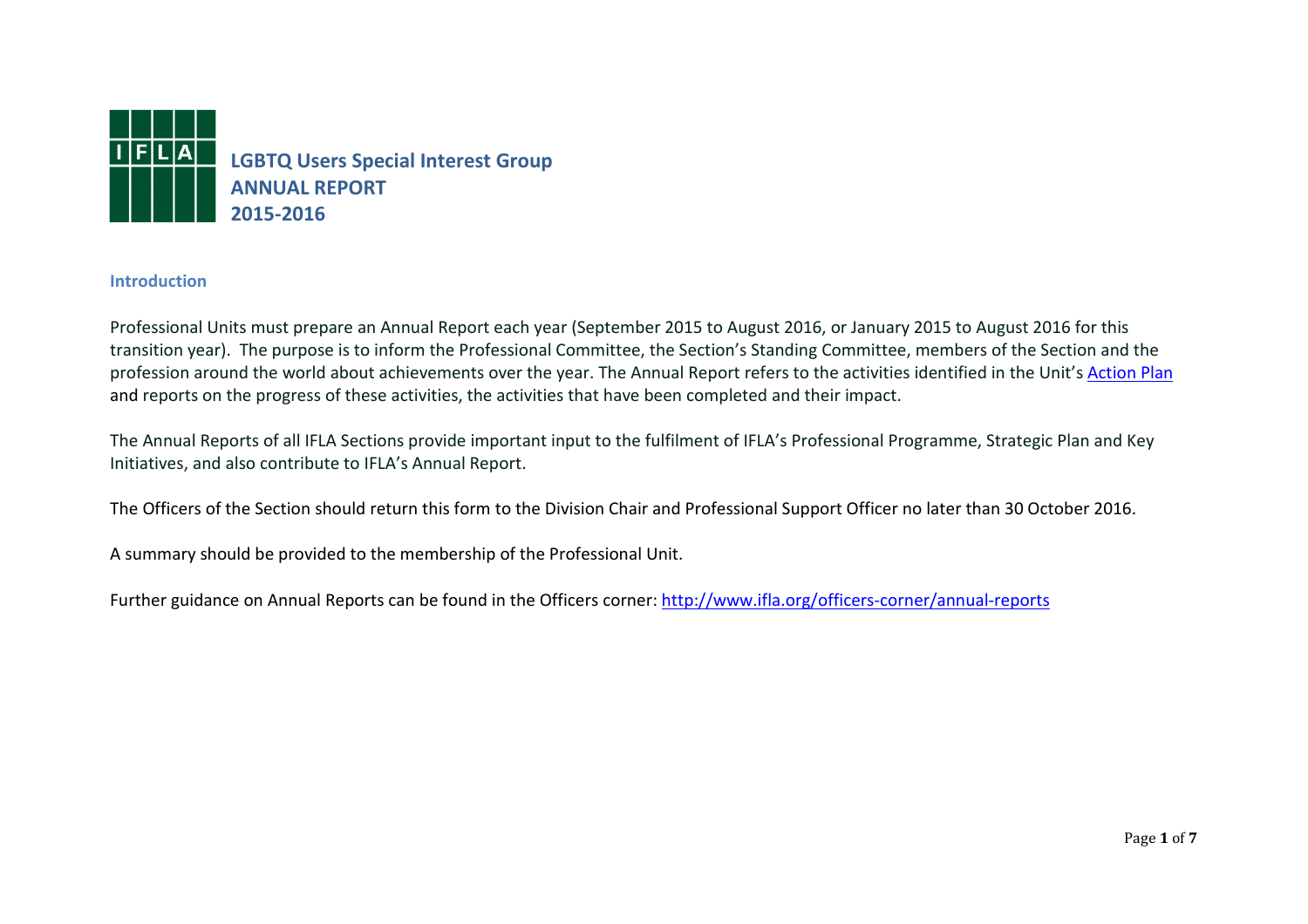# LGBTQ Users Special Interest Group
# ANNUAL REPORT
# 2015-2016

## Introduction

Professional Units must prepare an Annual Report each year (September 2015 to August 2016, or January 2015 to August 2016 for this transition year). The purpose is to inform the Professional Committee, the Section's Standing Committee, members of the Section and the profession around the world about achievements over the year. The Annual Report refers to the activities identified in the Unit's [Action Plan] and reports on the progress of these activities, the activities that have been completed and their impact.

The Annual Reports of all IFLA Sections provide important input to the fulfilment of IFLA's Professional Programme, Strategic Plan and Key Initiatives, and also contribute to IFLA's Annual Report.

The Officers of the Section should return this form to the Division Chair and Professional Support Officer no later than 30 October 2016.

A summary should be provided to the membership of the Professional Unit.

Further guidance on Annual Reports can be found in the Officers corner: http://www.ifla.org/officers-corner/annual-reports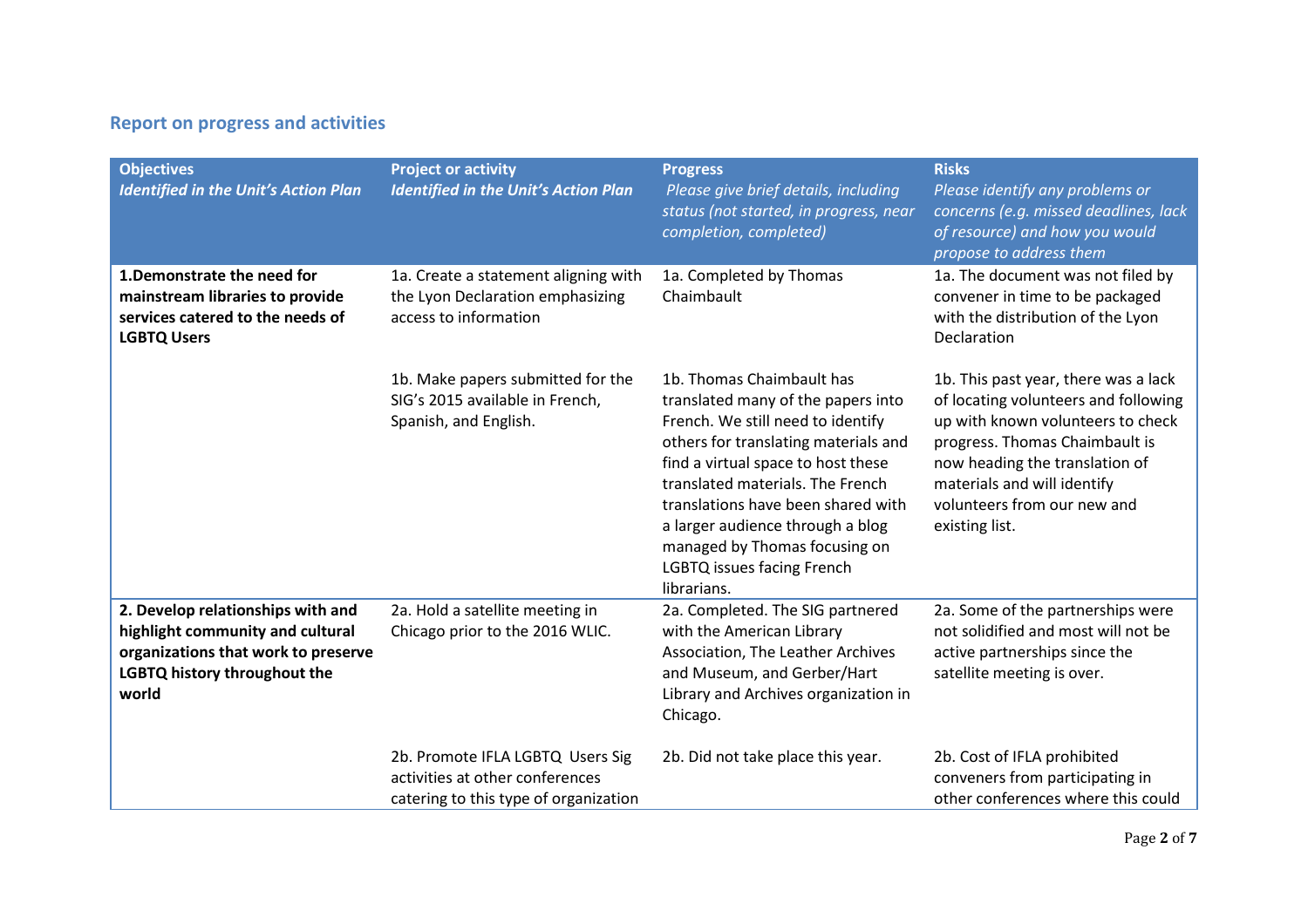## Report on progress and activities

| **Objectives** *Identified in the Unit's Action Plan* | **Project or activity** *Identified in the Unit's Action Plan* | **Progress** *Please give brief details, including status (not started, in progress, near completion, completed)* | **Risks** *Please identify any problems or concerns (e.g. missed deadlines, lack of resource) and how you would propose to address them* |
|---|---|---|---|
| **1.Demonstrate the need for mainstream libraries to provide services catered to the needs of LGBTQ Users** | 1a. Create a statement aligning with the Lyon Declaration emphasizing access to information | 1a. Completed by Thomas Chaimbault | 1a. The document was not filed by convener in time to be packaged with the distribution of the Lyon Declaration |
| | 1b. Make papers submitted for the SIG's 2015 available in French, Spanish, and English. | 1b. Thomas Chaimbault has translated many of the papers into French. We still need to identify others for translating materials and find a virtual space to host these translated materials. The French translations have been shared with a larger audience through a blog managed by Thomas focusing on LGBTQ issues facing French librarians. | 1b. This past year, there was a lack of locating volunteers and following up with known volunteers to check progress. Thomas Chaimbault is now heading the translation of materials and will identify volunteers from our new and existing list. |
| **2. Develop relationships with and highlight community and cultural organizations that work to preserve LGBTQ history throughout the world** | 2a. Hold a satellite meeting in Chicago prior to the 2016 WLIC. | 2a. Completed. The SIG partnered with the American Library Association, The Leather Archives and Museum, and Gerber/Hart Library and Archives organization in Chicago. | 2a. Some of the partnerships were not solidified and most will not be active partnerships since the satellite meeting is over. |
| | 2b. Promote IFLA LGBTQ Users Sig activities at other conferences catering to this type of organization | 2b. Did not take place this year. | 2b. Cost of IFLA prohibited conveners from participating in other conferences where this could |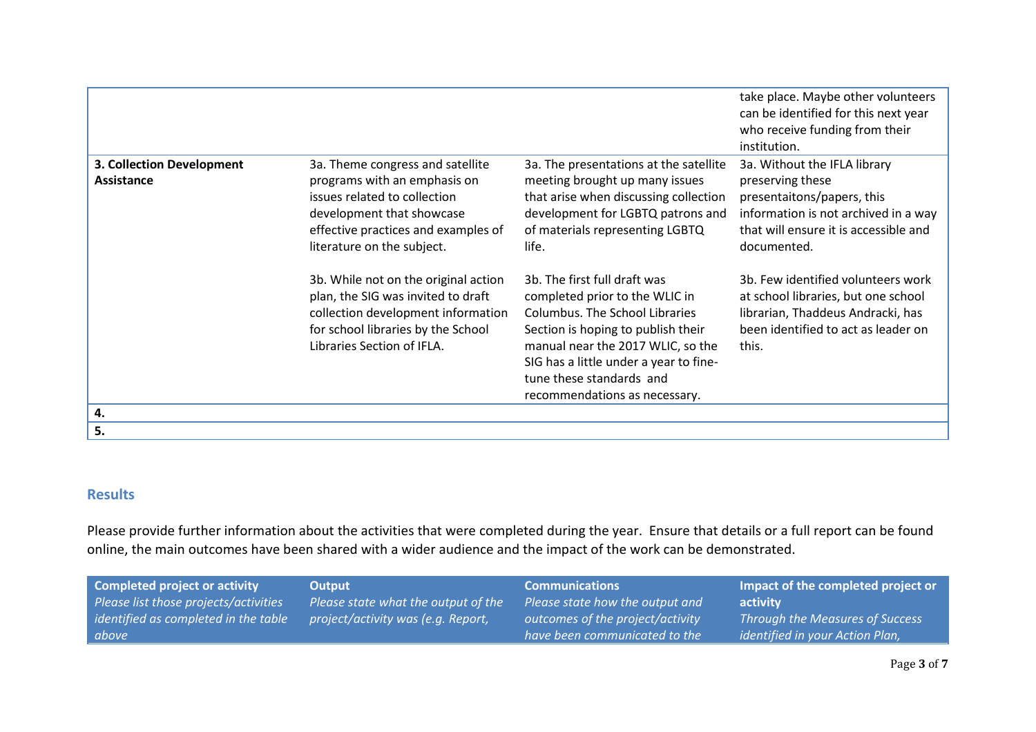| | | | |
|---|---|---|---|
| | | | take place. Maybe other volunteers can be identified for this next year who receive funding from their institution. |
| **3. Collection Development Assistance** | 3a. Theme congress and satellite programs with an emphasis on issues related to collection development that showcase effective practices and examples of literature on the subject.<br><br>3b. While not on the original action plan, the SIG was invited to draft collection development information for school libraries by the School Libraries Section of IFLA. | 3a. The presentations at the satellite meeting brought up many issues that arise when discussing collection development for LGBTQ patrons and of materials representing LGBTQ life.<br><br>3b. The first full draft was completed prior to the WLIC in Columbus. The School Libraries Section is hoping to publish their manual near the 2017 WLIC, so the SIG has a little under a year to fine-tune these standards and recommendations as necessary. | 3a. Without the IFLA library preserving these presentaitons/papers, this information is not archived in a way that will ensure it is accessible and documented.<br><br>3b. Few identified volunteers work at school libraries, but one school librarian, Thaddeus Andracki, has been identified to act as leader on this. |
| **4.** | | | |
| **5.** | | | |

## Results

Please provide further information about the activities that were completed during the year. Ensure that details or a full report can be found online, the main outcomes have been shared with a wider audience and the impact of the work can be demonstrated.

| **Completed project or activity** *Please list those projects/activities identified as completed in the table above* | **Output** *Please state what the output of the project/activity was (e.g. Report,* | **Communications** *Please state how the output and outcomes of the project/activity have been communicated to the* | **Impact of the completed project or activity** *Through the Measures of Success identified in your Action Plan,* |
|---|---|---|---|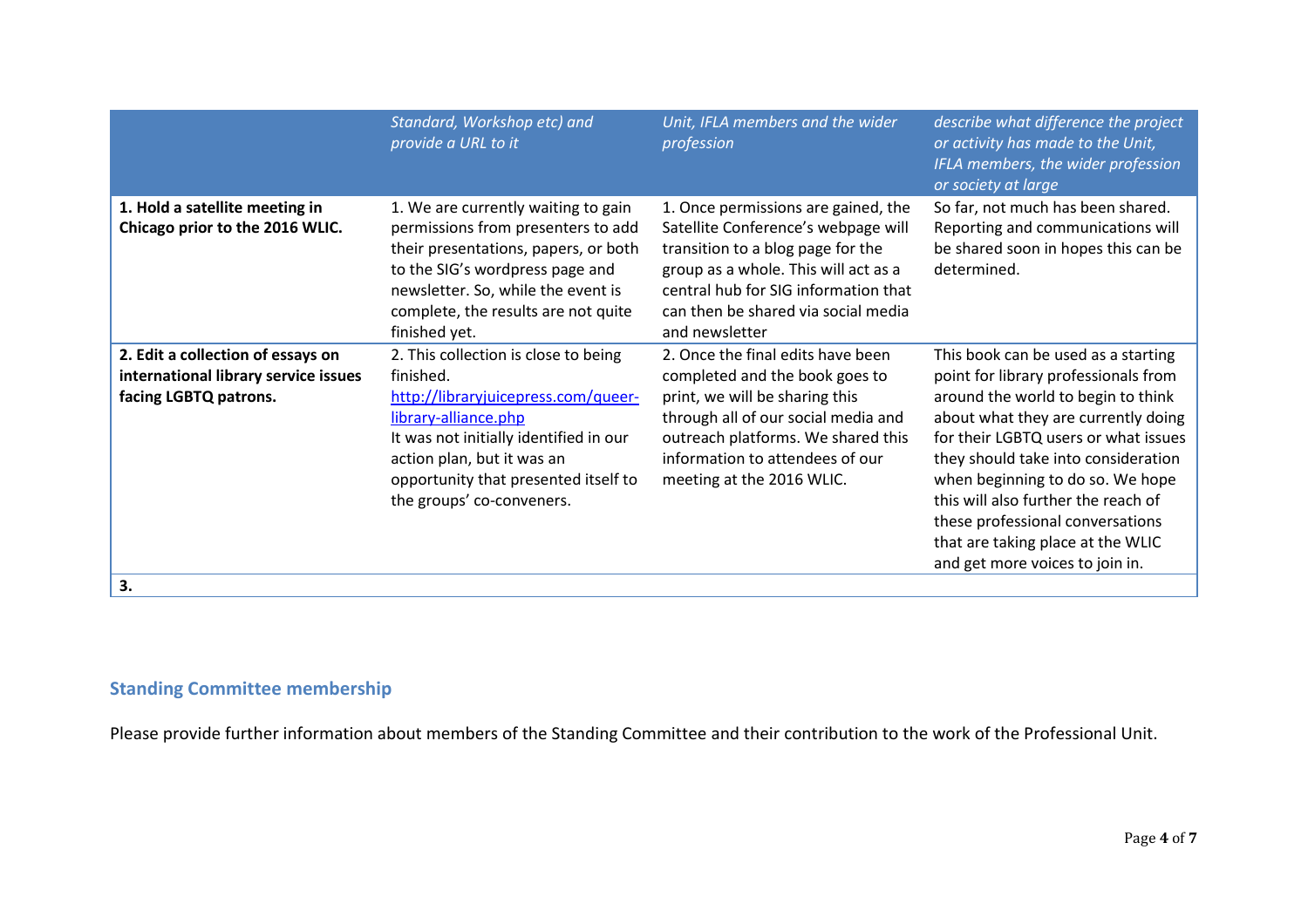| | *Standard, Workshop etc) and provide a URL to it* | *Unit, IFLA members and the wider profession* | *describe what difference the project or activity has made to the Unit, IFLA members, the wider profession or society at large* |
|---|---|---|---|
| **1. Hold a satellite meeting in Chicago prior to the 2016 WLIC.** | 1. We are currently waiting to gain permissions from presenters to add their presentations, papers, or both to the SIG's wordpress page and newsletter. So, while the event is complete, the results are not quite finished yet. | 1. Once permissions are gained, the Satellite Conference's webpage will transition to a blog page for the group as a whole. This will act as a central hub for SIG information that can then be shared via social media and newsletter | So far, not much has been shared. Reporting and communications will be shared soon in hopes this can be determined. |
| **2. Edit a collection of essays on international library service issues facing LGBTQ patrons.** | 2. This collection is close to being finished. [http://libraryjuicepress.com/queer-library-alliance.php](http://libraryjuicepress.com/queer-library-alliance.php) It was not initially identified in our action plan, but it was an opportunity that presented itself to the groups' co-conveners. | 2. Once the final edits have been completed and the book goes to print, we will be sharing this through all of our social media and outreach platforms. We shared this information to attendees of our meeting at the 2016 WLIC. | This book can be used as a starting point for library professionals from around the world to begin to think about what they are currently doing for their LGBTQ users or what issues they should take into consideration when beginning to do so. We hope this will also further the reach of these professional conversations that are taking place at the WLIC and get more voices to join in. |
| **3.** | | | |

## Standing Committee membership

Please provide further information about members of the Standing Committee and their contribution to the work of the Professional Unit.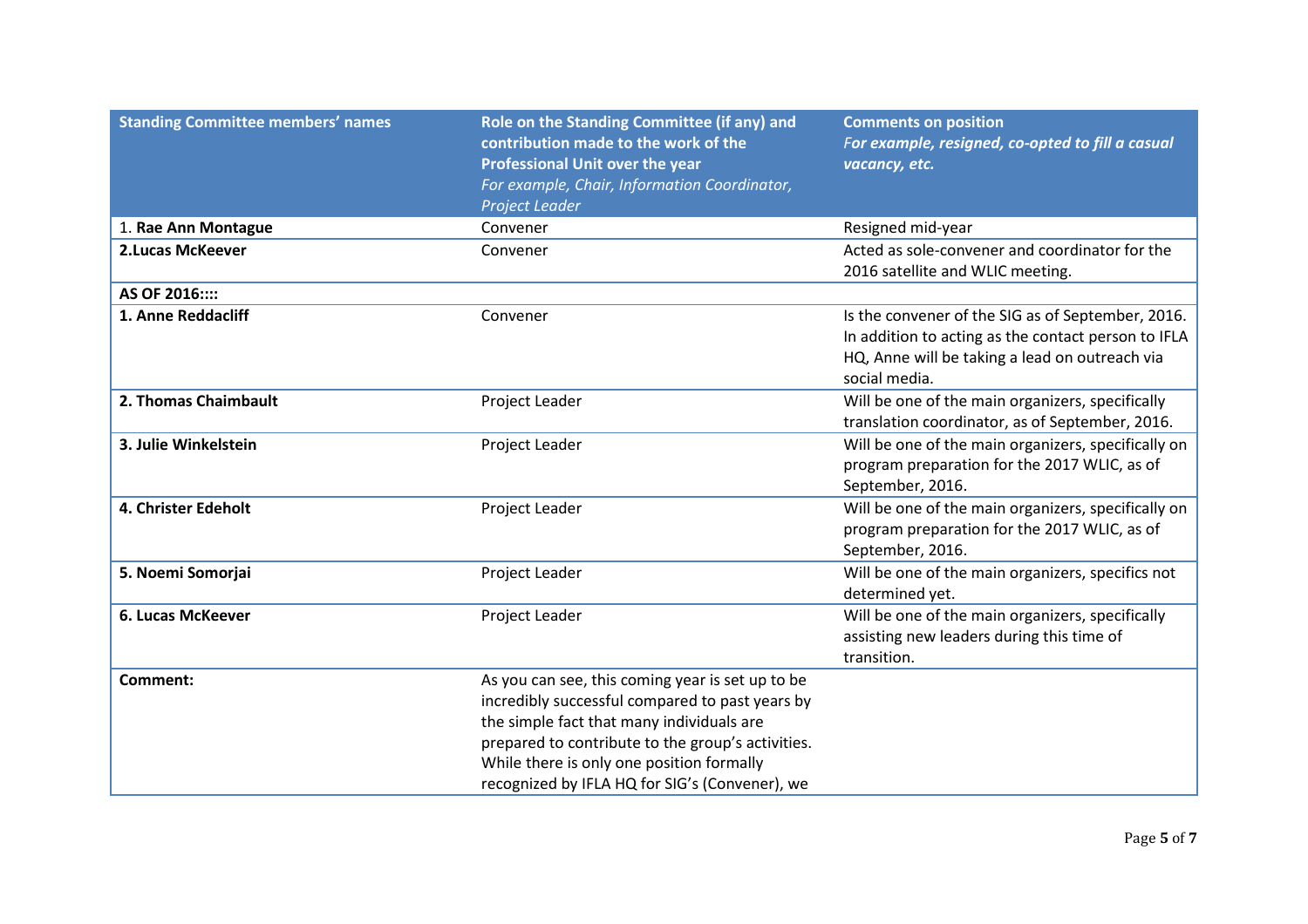| **Standing Committee members' names** | **Role on the Standing Committee (if any) and contribution made to the work of the Professional Unit over the year** *For example, Chair, Information Coordinator, Project Leader* | **Comments on position** *For example, resigned, co-opted to fill a casual vacancy, etc.* |
| --- | --- | --- |
| 1. **Rae Ann Montague** | Convener | Resigned mid-year |
| **2.Lucas McKeever** | Convener | Acted as sole-convener and coordinator for the 2016 satellite and WLIC meeting. |
| **AS OF 2016::::** | | |
| **1. Anne Reddacliff** | Convener | Is the convener of the SIG as of September, 2016. In addition to acting as the contact person to IFLA HQ, Anne will be taking a lead on outreach via social media. |
| **2. Thomas Chaimbault** | Project Leader | Will be one of the main organizers, specifically translation coordinator, as of September, 2016. |
| **3. Julie Winkelstein** | Project Leader | Will be one of the main organizers, specifically on program preparation for the 2017 WLIC, as of September, 2016. |
| **4. Christer Edeholt** | Project Leader | Will be one of the main organizers, specifically on program preparation for the 2017 WLIC, as of September, 2016. |
| **5. Noemi Somorjai** | Project Leader | Will be one of the main organizers, specifics not determined yet. |
| **6. Lucas McKeever** | Project Leader | Will be one of the main organizers, specifically assisting new leaders during this time of transition. |
| **Comment:** | As you can see, this coming year is set up to be incredibly successful compared to past years by the simple fact that many individuals are prepared to contribute to the group's activities. While there is only one position formally recognized by IFLA HQ for SIG's (Convener), we | |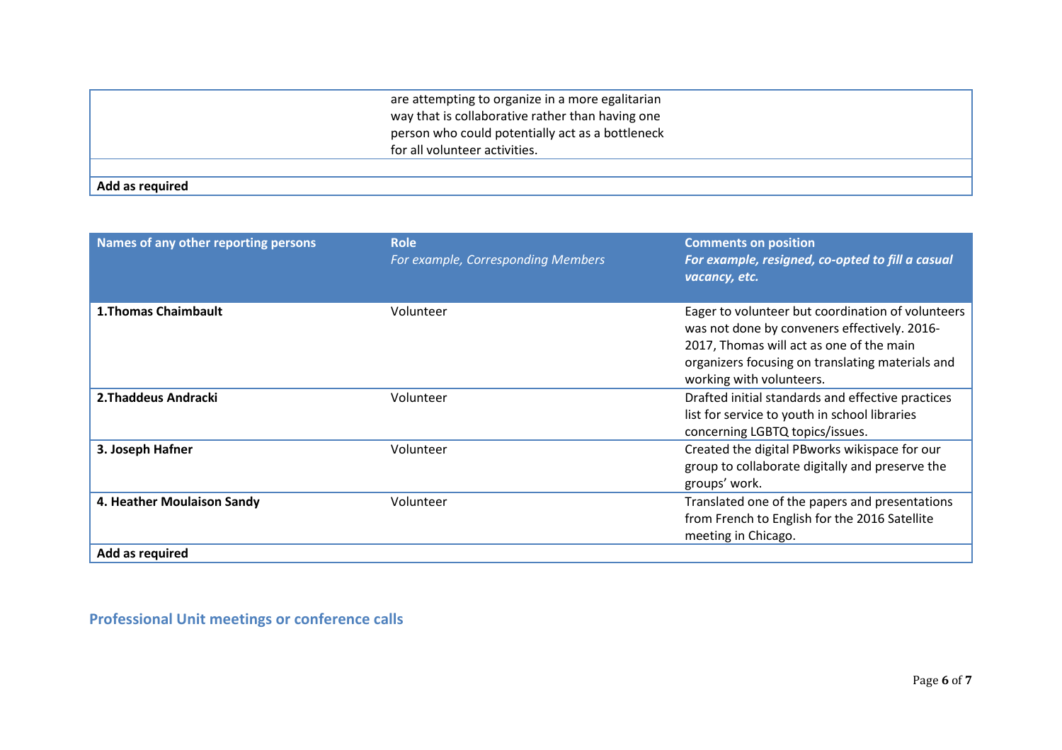| | | |
|---|---|---|
| | are attempting to organize in a more egalitarian way that is collaborative rather than having one person who could potentially act as a bottleneck for all volunteer activities. | |
| | | |
| **Add as required** | | |

| Names of any other reporting persons | Role<br>*For example, Corresponding Members* | Comments on position<br>***For example, resigned, co-opted to fill a casual vacancy, etc.*** |
|---|---|---|
| **1.Thomas Chaimbault** | Volunteer | Eager to volunteer but coordination of volunteers was not done by conveners effectively. 2016-2017, Thomas will act as one of the main organizers focusing on translating materials and working with volunteers. |
| **2.Thaddeus Andracki** | Volunteer | Drafted initial standards and effective practices list for service to youth in school libraries concerning LGBTQ topics/issues. |
| **3. Joseph Hafner** | Volunteer | Created the digital PBworks wikispace for our group to collaborate digitally and preserve the groups' work. |
| **4. Heather Moulaison Sandy** | Volunteer | Translated one of the papers and presentations from French to English for the 2016 Satellite meeting in Chicago. |
| **Add as required** | | |

## Professional Unit meetings or conference calls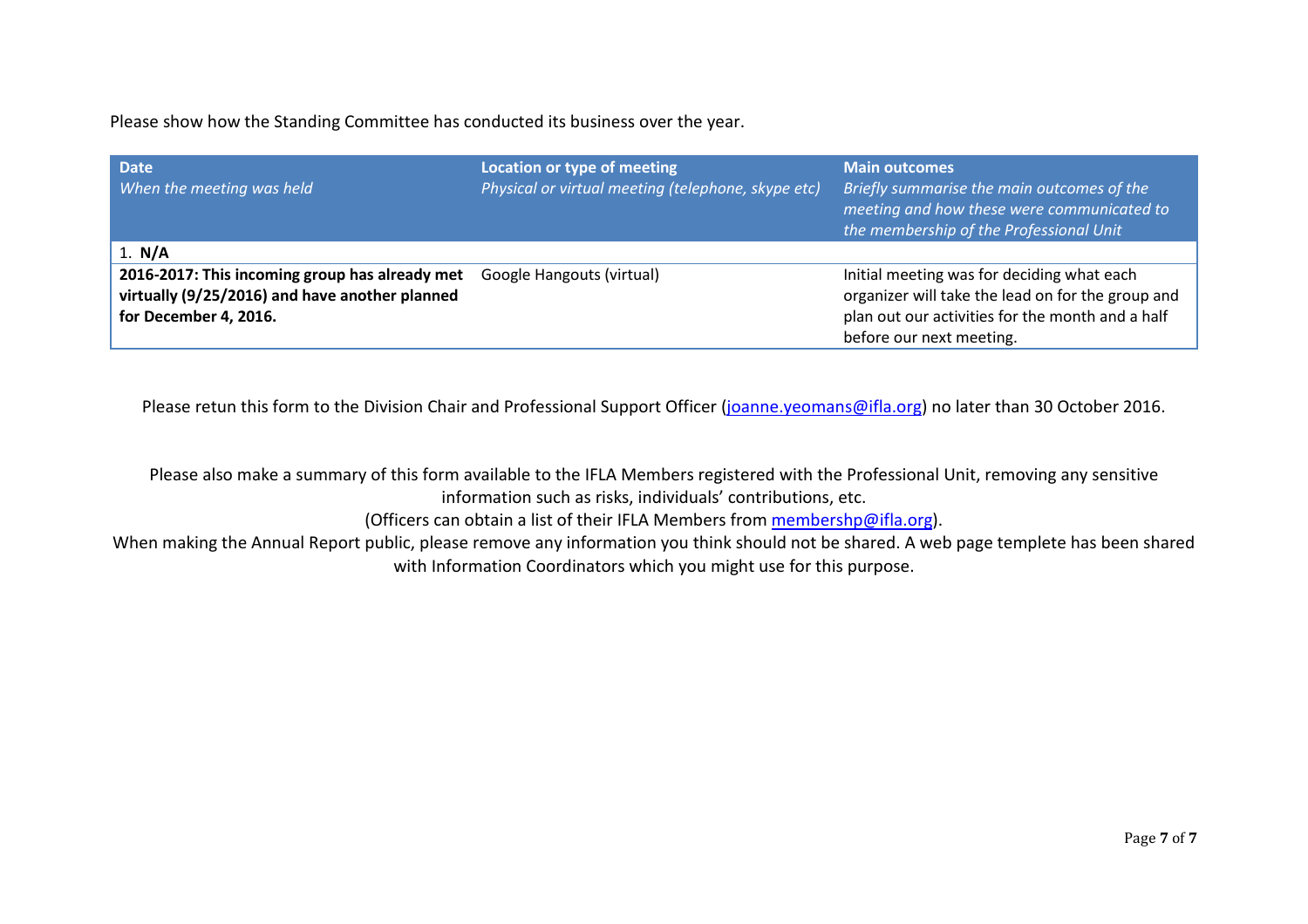Please show how the Standing Committee has conducted its business over the year.

| **Date**<br>*When the meeting was held* | **Location or type of meeting**<br>*Physical or virtual meeting (telephone, skype etc)* | **Main outcomes**<br>*Briefly summarise the main outcomes of the meeting and how these were communicated to the membership of the Professional Unit* |
|---|---|---|
| 1. **N/A** | | |
| **2016-2017: This incoming group has already met virtually (9/25/2016) and have another planned for December 4, 2016.** | Google Hangouts (virtual) | Initial meeting was for deciding what each organizer will take the lead on for the group and plan out our activities for the month and a half before our next meeting. |

Please retun this form to the Division Chair and Professional Support Officer (joanne.yeomans@ifla.org) no later than 30 October 2016.

Please also make a summary of this form available to the IFLA Members registered with the Professional Unit, removing any sensitive information such as risks, individuals' contributions, etc.
(Officers can obtain a list of their IFLA Members from membershp@ifla.org).
When making the Annual Report public, please remove any information you think should not be shared. A web page templete has been shared with Information Coordinators which you might use for this purpose.